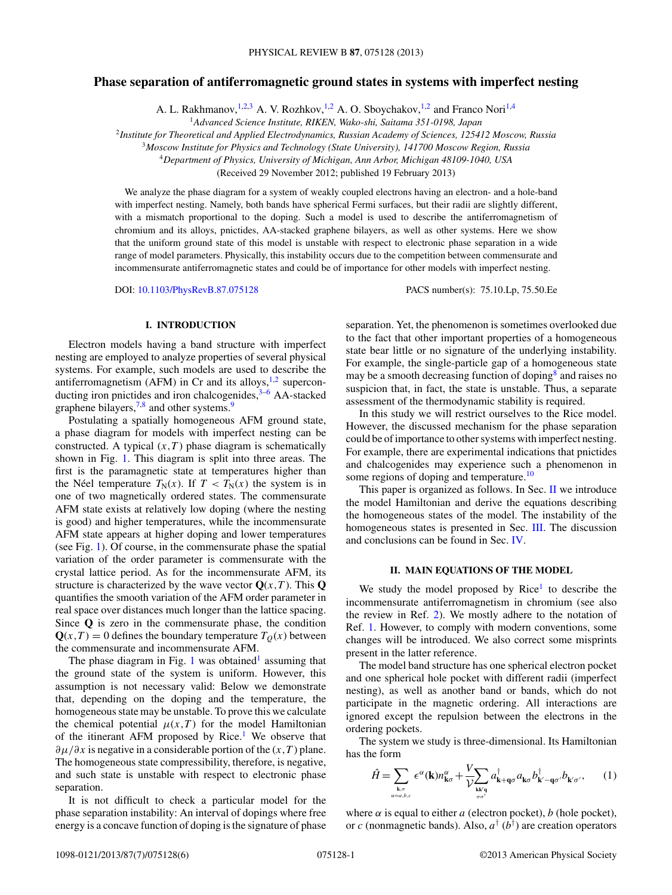# Phase separation of antiferromagnetic ground states in systems with imperfect nesting

A. L. Rakhmanov,[1,2,3] A. V. Rozhkov,[1,2] A. O. Sboychakov,[1,2] and Franco Nori[1,4]

[1]*Advanced Science Institute, RIKEN, Wako-shi, Saitama 351-0198, Japan*

[2]*Institute for Theoretical and Applied Electrodynamics, Russian Academy of Sciences, 125412 Moscow, Russia*

[3]*Moscow Institute for Physics and Technology (State University), 141700 Moscow Region, Russia*

[4]*Department of Physics, University of Michigan, Ann Arbor, Michigan 48109-1040, USA*

(Received 29 November 2012; published 19 February 2013)

We analyze the phase diagram for a system of weakly coupled electrons having an electron- and a hole-band with imperfect nesting. Namely, both bands have spherical Fermi surfaces, but their radii are slightly different, with a mismatch proportional to the doping. Such a model is used to describe the antiferromagnetism of chromium and its alloys, pnictides, AA-stacked graphene bilayers, as well as other systems. Here we show that the uniform ground state of this model is unstable with respect to electronic phase separation in a wide range of model parameters. Physically, this instability occurs due to the competition between commensurate and incommensurate antiferromagnetic states and could be of importance for other models with imperfect nesting.

DOI: 10.1103/PhysRevB.87.075128 PACS number(s): 75.10.Lp, 75.50.Ee

## I. INTRODUCTION

Electron models having a band structure with imperfect nesting are employed to analyze properties of several physical systems. For example, such models are used to describe the antiferromagnetism (AFM) in Cr and its alloys,[1,2] superconducting iron pnictides and iron chalcogenides,[3–6] AA-stacked graphene bilayers,[7,8] and other systems.[9]

Postulating a spatially homogeneous AFM ground state, a phase diagram for models with imperfect nesting can be constructed. A typical $(x,T)$ phase diagram is schematically shown in Fig. 1. This diagram is split into three areas. The first is the paramagnetic state at temperatures higher than the Néel temperature $T_N(x)$. If $T < T_N(x)$ the system is in one of two magnetically ordered states. The commensurate AFM state exists at relatively low doping (where the nesting is good) and higher temperatures, while the incommensurate AFM state appears at higher doping and lower temperatures (see Fig. 1). Of course, in the commensurate phase the spatial variation of the order parameter is commensurate with the crystal lattice period. As for the incommensurate AFM, its structure is characterized by the wave vector $\mathbf{Q}(x,T)$. This $\mathbf{Q}$ quantifies the smooth variation of the AFM order parameter in real space over distances much longer than the lattice spacing. Since $\mathbf{Q}$ is zero in the commensurate phase, the condition $\mathbf{Q}(x,T) = 0$ defines the boundary temperature $T_Q(x)$ between the commensurate and incommensurate AFM.

The phase diagram in Fig. 1 was obtained[1] assuming that the ground state of the system is uniform. However, this assumption is not necessary valid: Below we demonstrate that, depending on the doping and the temperature, the homogeneous state may be unstable. To prove this we calculate the chemical potential $\mu(x,T)$ for the model Hamiltonian of the itinerant AFM proposed by Rice.[1] We observe that $\partial\mu/\partial x$ is negative in a considerable portion of the $(x,T)$ plane. The homogeneous state compressibility, therefore, is negative, and such state is unstable with respect to electronic phase separation.

It is not difficult to check a particular model for the phase separation instability: An interval of dopings where free energy is a concave function of doping is the signature of phase separation. Yet, the phenomenon is sometimes overlooked due to the fact that other important properties of a homogeneous state bear little or no signature of the underlying instability. For example, the single-particle gap of a homogeneous state may be a smooth decreasing function of doping[8] and raises no suspicion that, in fact, the state is unstable. Thus, a separate assessment of the thermodynamic stability is required.

In this study we will restrict ourselves to the Rice model. However, the discussed mechanism for the phase separation could be of importance to other systems with imperfect nesting. For example, there are experimental indications that pnictides and chalcogenides may experience such a phenomenon in some regions of doping and temperature.[10]

This paper is organized as follows. In Sec. II we introduce the model Hamiltonian and derive the equations describing the homogeneous states of the model. The instability of the homogeneous states is presented in Sec. III. The discussion and conclusions can be found in Sec. IV.

## II. MAIN EQUATIONS OF THE MODEL

We study the model proposed by Rice[1] to describe the incommensurate antiferromagnetism in chromium (see also the review in Ref. 2). We mostly adhere to the notation of Ref. 1. However, to comply with modern conventions, some changes will be introduced. We also correct some misprints present in the latter reference.

The model band structure has one spherical electron pocket and one spherical hole pocket with different radii (imperfect nesting), as well as another band or bands, which do not participate in the magnetic ordering. All interactions are ignored except the repulsion between the electrons in the ordering pockets.

The system we study is three-dimensional. Its Hamiltonian has the form

$$\hat{H} = \sum_{\substack{\mathbf{k},\sigma \\ \alpha=a,b,c}} \epsilon^{\alpha}(\mathbf{k}) n^{\alpha}_{\mathbf{k}\sigma} + \frac{V}{\mathcal{V}} \sum_{\substack{\mathbf{k}\mathbf{k}'\mathbf{q} \\ \sigma\sigma'}} a^{\dagger}_{\mathbf{k}+\mathbf{q}\sigma} a_{\mathbf{k}\sigma} b^{\dagger}_{\mathbf{k}'-\mathbf{q}\sigma'} b_{\mathbf{k}'\sigma'}, \qquad (1)$$

where $\alpha$ is equal to either $a$ (electron pocket), $b$ (hole pocket), or $c$ (nonmagnetic bands). Also, $a^{\dagger}$ ($b^{\dagger}$) are creation operators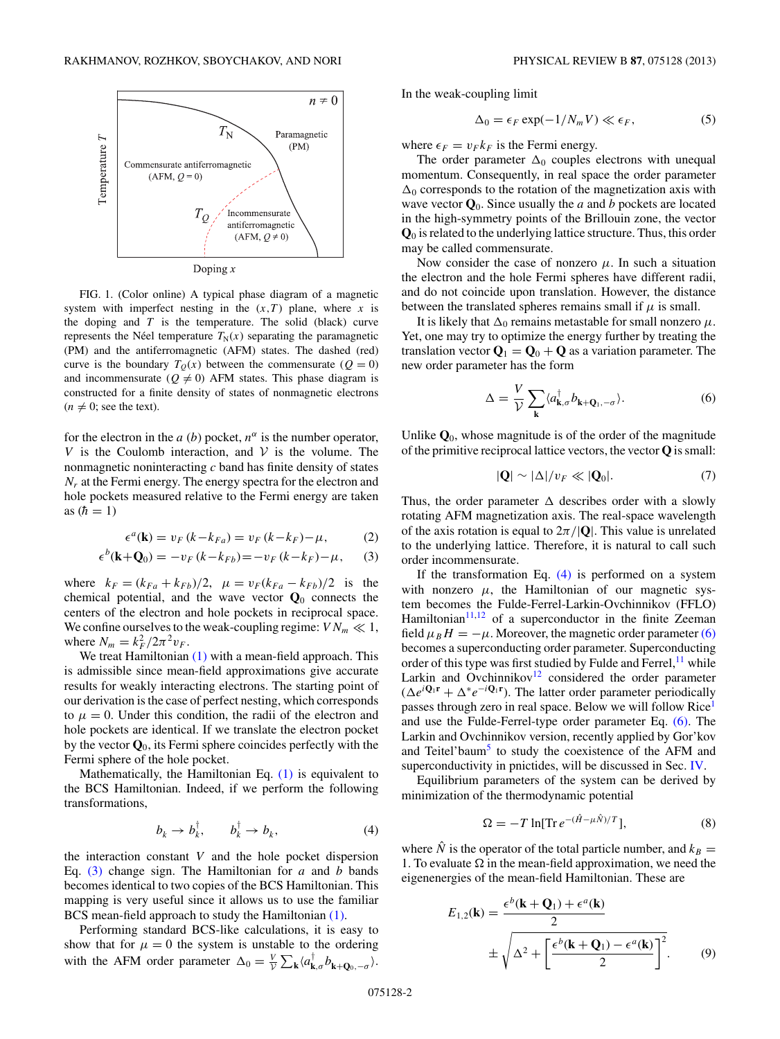FIG. 1. (Color online) A typical phase diagram of a magnetic system with imperfect nesting in the $(x,T)$ plane, where $x$ is the doping and $T$ is the temperature. The solid (black) curve represents the Néel temperature $T_{\rm N}(x)$ separating the paramagnetic (PM) and the antiferromagnetic (AFM) states. The dashed (red) curve is the boundary $T_Q(x)$ between the commensurate ($Q=0$) and incommensurate ($Q \neq 0$) AFM states. This phase diagram is constructed for a finite density of states of nonmagnetic electrons ($n \neq 0$; see the text).

for the electron in the $a$ ($b$) pocket, $n^\alpha$ is the number operator, $V$ is the Coulomb interaction, and $\mathcal{V}$ is the volume. The nonmagnetic noninteracting $c$ band has finite density of states $N_r$ at the Fermi energy. The energy spectra for the electron and hole pockets measured relative to the Fermi energy are taken as ($\hbar = 1$)

$$\epsilon^a(\mathbf{k}) = v_F\,(k - k_{Fa}) = v_F\,(k - k_F) - \mu, \tag{2}$$

$$\epsilon^b(\mathbf{k} + \mathbf{Q}_0) = -v_F\,(k - k_{Fb}) = -v_F\,(k - k_F) - \mu, \tag{3}$$

where $k_F = (k_{Fa} + k_{Fb})/2$, $\mu = v_F(k_{Fa} - k_{Fb})/2$ is the chemical potential, and the wave vector $\mathbf{Q}_0$ connects the centers of the electron and hole pockets in reciprocal space. We confine ourselves to the weak-coupling regime: $VN_m \ll 1$, where $N_m = k_F^2/2\pi^2 v_F$.

We treat Hamiltonian (1) with a mean-field approach. This is admissible since mean-field approximations give accurate results for weakly interacting electrons. The starting point of our derivation is the case of perfect nesting, which corresponds to $\mu = 0$. Under this condition, the radii of the electron and hole pockets are identical. If we translate the electron pocket by the vector $\mathbf{Q}_0$, its Fermi sphere coincides perfectly with the Fermi sphere of the hole pocket.

Mathematically, the Hamiltonian Eq. (1) is equivalent to the BCS Hamiltonian. Indeed, if we perform the following transformations,

$$b_k \to b_k^\dagger, \qquad b_k^\dagger \to b_k, \tag{4}$$

the interaction constant $V$ and the hole pocket dispersion Eq. (3) change sign. The Hamiltonian for $a$ and $b$ bands becomes identical to two copies of the BCS Hamiltonian. This mapping is very useful since it allows us to use the familiar BCS mean-field approach to study the Hamiltonian (1).

Performing standard BCS-like calculations, it is easy to show that for $\mu = 0$ the system is unstable to the ordering with the AFM order parameter $\Delta_0 = \frac{V}{\mathcal{V}} \sum_{\mathbf{k}} \langle a^\dagger_{\mathbf{k},\sigma} b_{\mathbf{k}+\mathbf{Q}_0,-\sigma} \rangle$. In the weak-coupling limit

$$\Delta_0 = \epsilon_F \exp(-1/N_m V) \ll \epsilon_F, \tag{5}$$

where $\epsilon_F = v_F k_F$ is the Fermi energy.

The order parameter $\Delta_0$ couples electrons with unequal momentum. Consequently, in real space the order parameter $\Delta_0$ corresponds to the rotation of the magnetization axis with wave vector $\mathbf{Q}_0$. Since usually the $a$ and $b$ pockets are located in the high-symmetry points of the Brillouin zone, the vector $\mathbf{Q}_0$ is related to the underlying lattice structure. Thus, this order may be called commensurate.

Now consider the case of nonzero $\mu$. In such a situation the electron and the hole Fermi spheres have different radii, and do not coincide upon translation. However, the distance between the translated spheres remains small if $\mu$ is small.

It is likely that $\Delta_0$ remains metastable for small nonzero $\mu$. Yet, one may try to optimize the energy further by treating the translation vector $\mathbf{Q}_1 = \mathbf{Q}_0 + \mathbf{Q}$ as a variation parameter. The new order parameter has the form

$$\Delta = \frac{V}{\mathcal{V}} \sum_{\mathbf{k}} \langle a^\dagger_{\mathbf{k},\sigma} b_{\mathbf{k}+\mathbf{Q}_1,-\sigma} \rangle. \tag{6}$$

Unlike $\mathbf{Q}_0$, whose magnitude is of the order of the magnitude of the primitive reciprocal lattice vectors, the vector $\mathbf{Q}$ is small:

$$|\mathbf{Q}| \sim |\Delta|/v_F \ll |\mathbf{Q}_0|. \tag{7}$$

Thus, the order parameter $\Delta$ describes order with a slowly rotating AFM magnetization axis. The real-space wavelength of the axis rotation is equal to $2\pi/|\mathbf{Q}|$. This value is unrelated to the underlying lattice. Therefore, it is natural to call such order incommensurate.

If the transformation Eq. (4) is performed on a system with nonzero $\mu$, the Hamiltonian of our magnetic system becomes the Fulde-Ferrel-Larkin-Ovchinnikov (FFLO) Hamiltonian[11,12] of a superconductor in the finite Zeeman field $\mu_B H = -\mu$. Moreover, the magnetic order parameter (6) becomes a superconducting order parameter. Superconducting order of this type was first studied by Fulde and Ferrel,[11] while Larkin and Ovchinnikov[12] considered the order parameter $(\Delta e^{i\mathbf{Q}_1\mathbf{r}} + \Delta^* e^{-i\mathbf{Q}_1\mathbf{r}})$. The latter order parameter periodically passes through zero in real space. Below we will follow Rice[1] and use the Fulde-Ferrel-type order parameter Eq. (6). The Larkin and Ovchinnikov version, recently applied by Gor'kov and Teitel'baum[5] to study the coexistence of the AFM and superconductivity in pnictides, will be discussed in Sec. IV.

Equilibrium parameters of the system can be derived by minimization of the thermodynamic potential

$$\Omega = -T \ln[\mathrm{Tr}\, e^{-(\hat{H} - \mu\hat{N})/T}], \tag{8}$$

where $\hat{N}$ is the operator of the total particle number, and $k_B = 1$. To evaluate $\Omega$ in the mean-field approximation, we need the eigenenergies of the mean-field Hamiltonian. These are

$$E_{1,2}(\mathbf{k}) = \frac{\epsilon^b(\mathbf{k} + \mathbf{Q}_1) + \epsilon^a(\mathbf{k})}{2} \pm \sqrt{\Delta^2 + \left[\frac{\epsilon^b(\mathbf{k} + \mathbf{Q}_1) - \epsilon^a(\mathbf{k})}{2}\right]^2}. \tag{9}$$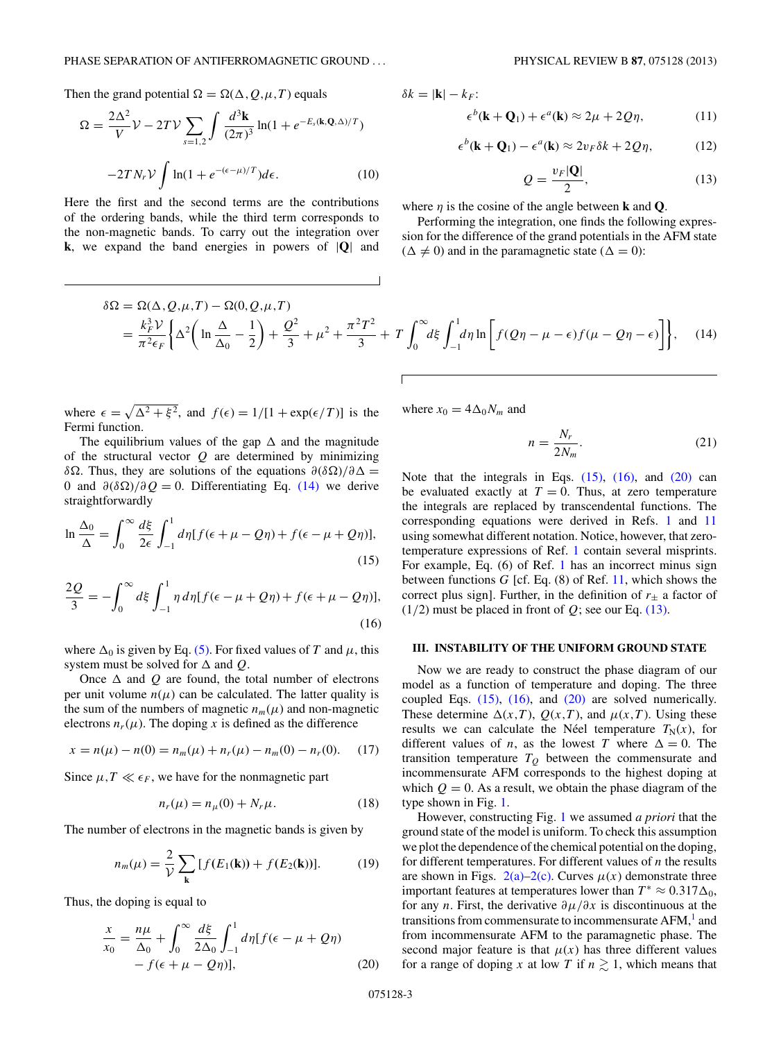Then the grand potential $\Omega = \Omega(\Delta, Q, \mu, T)$ equals

$$\Omega = \frac{2\Delta^2}{V}\mathcal{V} - 2T\mathcal{V}\sum_{s=1,2}\int \frac{d^3\mathbf{k}}{(2\pi)^3}\ln(1+e^{-E_s(\mathbf{k},\mathbf{Q},\Delta)/T})$$
$$-2TN_r\mathcal{V}\int \ln(1+e^{-(\epsilon-\mu)/T})d\epsilon. \tag{10}$$

Here the first and the second terms are the contributions of the ordering bands, while the third term corresponds to the non-magnetic bands. To carry out the integration over $\mathbf{k}$, we expand the band energies in powers of $|\mathbf{Q}|$ and $\delta k = |\mathbf{k}| - k_F$:

$$\epsilon^b(\mathbf{k}+\mathbf{Q}_1) + \epsilon^a(\mathbf{k}) \approx 2\mu + 2Q\eta, \tag{11}$$

$$\epsilon^b(\mathbf{k}+\mathbf{Q}_1) - \epsilon^a(\mathbf{k}) \approx 2v_F\delta k + 2Q\eta, \tag{12}$$

$$Q = \frac{v_F|\mathbf{Q}|}{2}, \tag{13}$$

where $\eta$ is the cosine of the angle between $\mathbf{k}$ and $\mathbf{Q}$.

Performing the integration, one finds the following expression for the difference of the grand potentials in the AFM state ($\Delta \neq 0$) and in the paramagnetic state ($\Delta = 0$):

$$\delta\Omega = \Omega(\Delta, Q, \mu, T) - \Omega(0, Q, \mu, T)$$
$$= \frac{k_F^3\mathcal{V}}{\pi^2\epsilon_F}\left\{\Delta^2\left(\ln\frac{\Delta}{\Delta_0} - \frac{1}{2}\right) + \frac{Q^2}{3} + \mu^2 + \frac{\pi^2T^2}{3} + T\int_0^\infty d\xi\int_{-1}^1 d\eta \ln\left[f(Q\eta - \mu - \epsilon)f(\mu - Q\eta - \epsilon)\right]\right\}, \tag{14}$$

where $\epsilon = \sqrt{\Delta^2 + \xi^2}$, and $f(\epsilon) = 1/[1 + \exp(\epsilon/T)]$ is the Fermi function.

The equilibrium values of the gap $\Delta$ and the magnitude of the structural vector $Q$ are determined by minimizing $\delta\Omega$. Thus, they are solutions of the equations $\partial(\delta\Omega)/\partial\Delta = 0$ and $\partial(\delta\Omega)/\partial Q = 0$. Differentiating Eq. (14) we derive straightforwardly

$$\ln\frac{\Delta_0}{\Delta} = \int_0^\infty \frac{d\xi}{2\epsilon}\int_{-1}^1 d\eta[f(\epsilon + \mu - Q\eta) + f(\epsilon - \mu + Q\eta)], \tag{15}$$

$$\frac{2Q}{3} = -\int_0^\infty d\xi\int_{-1}^1 \eta\, d\eta[f(\epsilon - \mu + Q\eta) + f(\epsilon + \mu - Q\eta)], \tag{16}$$

where $\Delta_0$ is given by Eq. (5). For fixed values of $T$ and $\mu$, this system must be solved for $\Delta$ and $Q$.

Once $\Delta$ and $Q$ are found, the total number of electrons per unit volume $n(\mu)$ can be calculated. The latter quality is the sum of the numbers of magnetic $n_m(\mu)$ and non-magnetic electrons $n_r(\mu)$. The doping $x$ is defined as the difference

$$x = n(\mu) - n(0) = n_m(\mu) + n_r(\mu) - n_m(0) - n_r(0). \tag{17}$$

Since $\mu, T \ll \epsilon_F$, we have for the nonmagnetic part

$$n_r(\mu) = n_\mu(0) + N_r\mu. \tag{18}$$

The number of electrons in the magnetic bands is given by

$$n_m(\mu) = \frac{2}{\mathcal{V}}\sum_{\mathbf{k}}[f(E_1(\mathbf{k})) + f(E_2(\mathbf{k}))]. \tag{19}$$

Thus, the doping is equal to

$$\frac{x}{x_0} = \frac{n\mu}{\Delta_0} + \int_0^\infty \frac{d\xi}{2\Delta_0}\int_{-1}^1 d\eta[f(\epsilon - \mu + Q\eta) - f(\epsilon + \mu - Q\eta)], \tag{20}$$

where $x_0 = 4\Delta_0 N_m$ and

$$n = \frac{N_r}{2N_m}. \tag{21}$$

Note that the integrals in Eqs. (15), (16), and (20) can be evaluated exactly at $T = 0$. Thus, at zero temperature the integrals are replaced by transcendental functions. The corresponding equations were derived in Refs. 1 and 11 using somewhat different notation. Notice, however, that zero-temperature expressions of Ref. 1 contain several misprints. For example, Eq. (6) of Ref. 1 has an incorrect minus sign between functions $G$ [cf. Eq. (8) of Ref. 11, which shows the correct plus sign]. Further, in the definition of $r_\pm$ a factor of (1/2) must be placed in front of $Q$; see our Eq. (13).

## III. INSTABILITY OF THE UNIFORM GROUND STATE

Now we are ready to construct the phase diagram of our model as a function of temperature and doping. The three coupled Eqs. (15), (16), and (20) are solved numerically. These determine $\Delta(x,T)$, $Q(x,T)$, and $\mu(x,T)$. Using these results we can calculate the Néel temperature $T_N(x)$, for different values of $n$, as the lowest $T$ where $\Delta = 0$. The transition temperature $T_Q$ between the commensurate and incommensurate AFM corresponds to the highest doping at which $Q = 0$. As a result, we obtain the phase diagram of the type shown in Fig. 1.

However, constructing Fig. 1 we assumed *a priori* that the ground state of the model is uniform. To check this assumption we plot the dependence of the chemical potential on the doping, for different temperatures. For different values of $n$ the results are shown in Figs. 2(a)–2(c). Curves $\mu(x)$ demonstrate three important features at temperatures lower than $T^* \approx 0.317\Delta_0$, for any $n$. First, the derivative $\partial\mu/\partial x$ is discontinuous at the transitions from commensurate to incommensurate AFM,[1] and from incommensurate AFM to the paramagnetic phase. The second major feature is that $\mu(x)$ has three different values for a range of doping $x$ at low $T$ if $n \gtrsim 1$, which means that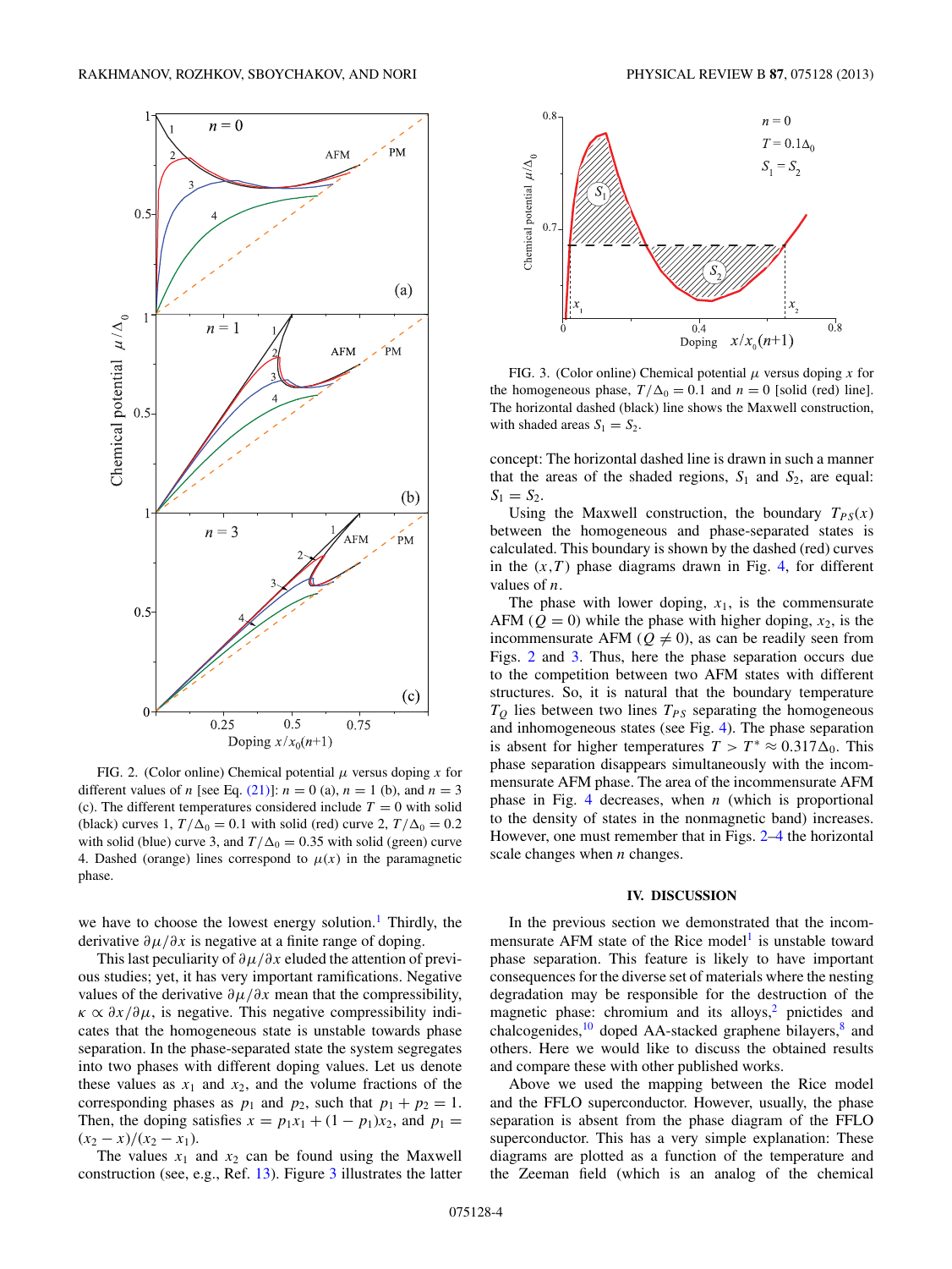FIG. 2. (Color online) Chemical potential $\mu$ versus doping $x$ for different values of $n$ [see Eq. (21)]: $n = 0$ (a), $n = 1$ (b), and $n = 3$ (c). The different temperatures considered include $T = 0$ with solid (black) curves 1, $T/\Delta_0 = 0.1$ with solid (red) curve 2, $T/\Delta_0 = 0.2$ with solid (blue) curve 3, and $T/\Delta_0 = 0.35$ with solid (green) curve 4. Dashed (orange) lines correspond to $\mu(x)$ in the paramagnetic phase.

we have to choose the lowest energy solution.[1] Thirdly, the derivative $\partial\mu/\partial x$ is negative at a finite range of doping.

This last peculiarity of $\partial\mu/\partial x$ eluded the attention of previous studies; yet, it has very important ramifications. Negative values of the derivative $\partial\mu/\partial x$ mean that the compressibility, $\kappa \propto \partial x/\partial\mu$, is negative. This negative compressibility indicates that the homogeneous state is unstable towards phase separation. In the phase-separated state the system segregates into two phases with different doping values. Let us denote these values as $x_1$ and $x_2$, and the volume fractions of the corresponding phases as $p_1$ and $p_2$, such that $p_1 + p_2 = 1$. Then, the doping satisfies $x = p_1 x_1 + (1 - p_1)x_2$, and $p_1 = (x_2 - x)/(x_2 - x_1)$.

The values $x_1$ and $x_2$ can be found using the Maxwell construction (see, e.g., Ref. 13). Figure 3 illustrates the latter concept: The horizontal dashed line is drawn in such a manner that the areas of the shaded regions, $S_1$ and $S_2$, are equal: $S_1 = S_2$.

FIG. 3. (Color online) Chemical potential $\mu$ versus doping $x$ for the homogeneous phase, $T/\Delta_0 = 0.1$ and $n = 0$ [solid (red) line]. The horizontal dashed (black) line shows the Maxwell construction, with shaded areas $S_1 = S_2$.

Using the Maxwell construction, the boundary $T_{PS}(x)$ between the homogeneous and phase-separated states is calculated. This boundary is shown by the dashed (red) curves in the $(x,T)$ phase diagrams drawn in Fig. 4, for different values of $n$.

The phase with lower doping, $x_1$, is the commensurate AFM ($Q = 0$) while the phase with higher doping, $x_2$, is the incommensurate AFM ($Q \neq 0$), as can be readily seen from Figs. 2 and 3. Thus, here the phase separation occurs due to the competition between two AFM states with different structures. So, it is natural that the boundary temperature $T_Q$ lies between two lines $T_{PS}$ separating the homogeneous and inhomogeneous states (see Fig. 4). The phase separation is absent for higher temperatures $T > T^* \approx 0.317\Delta_0$. This phase separation disappears simultaneously with the incommensurate AFM phase. The area of the incommensurate AFM phase in Fig. 4 decreases, when $n$ (which is proportional to the density of states in the nonmagnetic band) increases. However, one must remember that in Figs. 2–4 the horizontal scale changes when $n$ changes.

## IV. DISCUSSION

In the previous section we demonstrated that the incommensurate AFM state of the Rice model[1] is unstable toward phase separation. This feature is likely to have important consequences for the diverse set of materials where the nesting degradation may be responsible for the destruction of the magnetic phase: chromium and its alloys,[2] pnictides and chalcogenides,[10] doped AA-stacked graphene bilayers,[8] and others. Here we would like to discuss the obtained results and compare these with other published works.

Above we used the mapping between the Rice model and the FFLO superconductor. However, usually, the phase separation is absent from the phase diagram of the FFLO superconductor. This has a very simple explanation: These diagrams are plotted as a function of the temperature and the Zeeman field (which is an analog of the chemical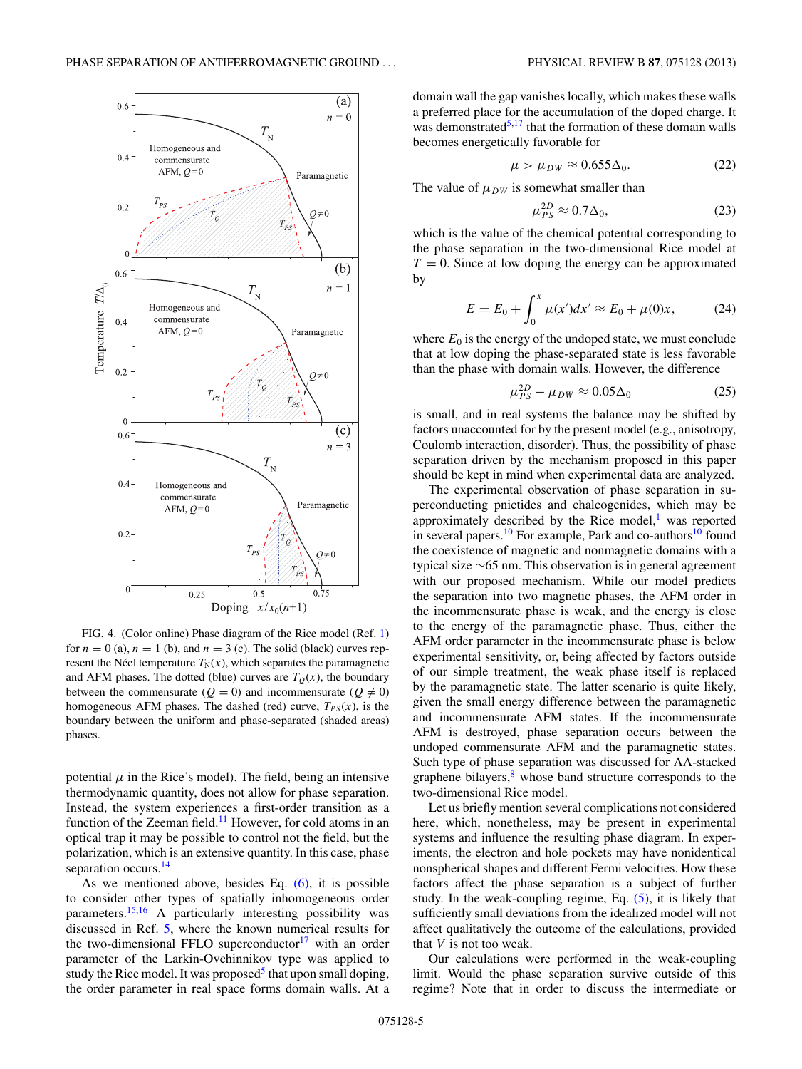FIG. 4. (Color online) Phase diagram of the Rice model (Ref. 1) for $n = 0$ (a), $n = 1$ (b), and $n = 3$ (c). The solid (black) curves represent the Néel temperature $T_N(x)$, which separates the paramagnetic and AFM phases. The dotted (blue) curves are $T_Q(x)$, the boundary between the commensurate ($Q = 0$) and incommensurate ($Q \neq 0$) homogeneous AFM phases. The dashed (red) curve, $T_{PS}(x)$, is the boundary between the uniform and phase-separated (shaded areas) phases.

potential $\mu$ in the Rice's model). The field, being an intensive thermodynamic quantity, does not allow for phase separation. Instead, the system experiences a first-order transition as a function of the Zeeman field.[11] However, for cold atoms in an optical trap it may be possible to control not the field, but the polarization, which is an extensive quantity. In this case, phase separation occurs.[14]

As we mentioned above, besides Eq. (6), it is possible to consider other types of spatially inhomogeneous order parameters.[15,16] A particularly interesting possibility was discussed in Ref. 5, where the known numerical results for the two-dimensional FFLO superconductor[17] with an order parameter of the Larkin-Ovchinnikov type was applied to study the Rice model. It was proposed[5] that upon small doping, the order parameter in real space forms domain walls. At a domain wall the gap vanishes locally, which makes these walls a preferred place for the accumulation of the doped charge. It was demonstrated[5,17] that the formation of these domain walls becomes energetically favorable for

$$\mu > \mu_{DW} \approx 0.655\Delta_0. \tag{22}$$

The value of $\mu_{DW}$ is somewhat smaller than

$$\mu_{PS}^{2D} \approx 0.7\Delta_0, \tag{23}$$

which is the value of the chemical potential corresponding to the phase separation in the two-dimensional Rice model at $T = 0$. Since at low doping the energy can be approximated by

$$E = E_0 + \int_0^x \mu(x')dx' \approx E_0 + \mu(0)x, \tag{24}$$

where $E_0$ is the energy of the undoped state, we must conclude that at low doping the phase-separated state is less favorable than the phase with domain walls. However, the difference

$$\mu_{PS}^{2D} - \mu_{DW} \approx 0.05\Delta_0 \tag{25}$$

is small, and in real systems the balance may be shifted by factors unaccounted for by the present model (e.g., anisotropy, Coulomb interaction, disorder). Thus, the possibility of phase separation driven by the mechanism proposed in this paper should be kept in mind when experimental data are analyzed.

The experimental observation of phase separation in superconducting pnictides and chalcogenides, which may be approximately described by the Rice model,[1] was reported in several papers.[10] For example, Park and co-authors[10] found the coexistence of magnetic and nonmagnetic domains with a typical size ~65 nm. This observation is in general agreement with our proposed mechanism. While our model predicts the separation into two magnetic phases, the AFM order in the incommensurate phase is weak, and the energy is close to the energy of the paramagnetic phase. Thus, either the AFM order parameter in the incommensurate phase is below experimental sensitivity, or, being affected by factors outside of our simple treatment, the weak phase itself is replaced by the paramagnetic state. The latter scenario is quite likely, given the small energy difference between the paramagnetic and incommensurate AFM states. If the incommensurate AFM is destroyed, phase separation occurs between the undoped commensurate AFM and the paramagnetic states. Such type of phase separation was discussed for AA-stacked graphene bilayers,[8] whose band structure corresponds to the two-dimensional Rice model.

Let us briefly mention several complications not considered here, which, nonetheless, may be present in experimental systems and influence the resulting phase diagram. In experiments, the electron and hole pockets may have nonidentical nonspherical shapes and different Fermi velocities. How these factors affect the phase separation is a subject of further study. In the weak-coupling regime, Eq. (5), it is likely that sufficiently small deviations from the idealized model will not affect qualitatively the outcome of the calculations, provided that $V$ is not too weak.

Our calculations were performed in the weak-coupling limit. Would the phase separation survive outside of this regime? Note that in order to discuss the intermediate or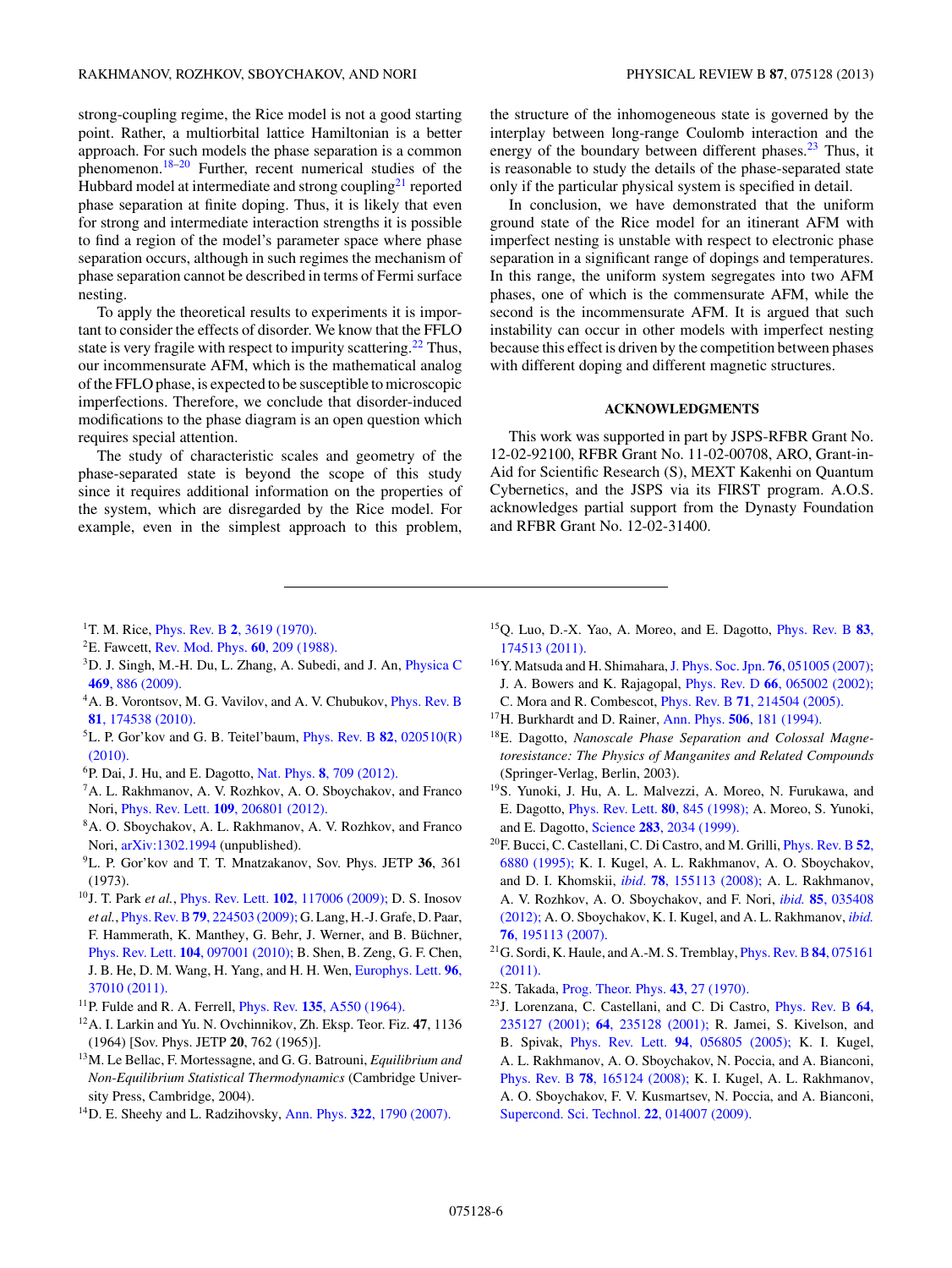strong-coupling regime, the Rice model is not a good starting point. Rather, a multiorbital lattice Hamiltonian is a better approach. For such models the phase separation is a common phenomenon.[18–20] Further, recent numerical studies of the Hubbard model at intermediate and strong coupling[21] reported phase separation at finite doping. Thus, it is likely that even for strong and intermediate interaction strengths it is possible to find a region of the model's parameter space where phase separation occurs, although in such regimes the mechanism of phase separation cannot be described in terms of Fermi surface nesting.

To apply the theoretical results to experiments it is important to consider the effects of disorder. We know that the FFLO state is very fragile with respect to impurity scattering.[22] Thus, our incommensurate AFM, which is the mathematical analog of the FFLO phase, is expected to be susceptible to microscopic imperfections. Therefore, we conclude that disorder-induced modifications to the phase diagram is an open question which requires special attention.

The study of characteristic scales and geometry of the phase-separated state is beyond the scope of this study since it requires additional information on the properties of the system, which are disregarded by the Rice model. For example, even in the simplest approach to this problem, the structure of the inhomogeneous state is governed by the interplay between long-range Coulomb interaction and the energy of the boundary between different phases.[23] Thus, it is reasonable to study the details of the phase-separated state only if the particular physical system is specified in detail.

In conclusion, we have demonstrated that the uniform ground state of the Rice model for an itinerant AFM with imperfect nesting is unstable with respect to electronic phase separation in a significant range of dopings and temperatures. In this range, the uniform system segregates into two AFM phases, one of which is the commensurate AFM, while the second is the incommensurate AFM. It is argued that such instability can occur in other models with imperfect nesting because this effect is driven by the competition between phases with different doping and different magnetic structures.

## ACKNOWLEDGMENTS

This work was supported in part by JSPS-RFBR Grant No. 12-02-92100, RFBR Grant No. 11-02-00708, ARO, Grant-in-Aid for Scientific Research (S), MEXT Kakenhi on Quantum Cybernetics, and the JSPS via its FIRST program. A.O.S. acknowledges partial support from the Dynasty Foundation and RFBR Grant No. 12-02-31400.

---

[1] T. M. Rice, Phys. Rev. B **2**, 3619 (1970).

[2] E. Fawcett, Rev. Mod. Phys. **60**, 209 (1988).

[3] D. J. Singh, M.-H. Du, L. Zhang, A. Subedi, and J. An, Physica C **469**, 886 (2009).

[4] A. B. Vorontsov, M. G. Vavilov, and A. V. Chubukov, Phys. Rev. B **81**, 174538 (2010).

[5] L. P. Gor'kov and G. B. Teitel'baum, Phys. Rev. B **82**, 020510(R) (2010).

[6] P. Dai, J. Hu, and E. Dagotto, Nat. Phys. **8**, 709 (2012).

[7] A. L. Rakhmanov, A. V. Rozhkov, A. O. Sboychakov, and Franco Nori, Phys. Rev. Lett. **109**, 206801 (2012).

[8] A. O. Sboychakov, A. L. Rakhmanov, A. V. Rozhkov, and Franco Nori, arXiv:1302.1994 (unpublished).

[9] L. P. Gor'kov and T. T. Mnatzakanov, Sov. Phys. JETP **36**, 361 (1973).

[10] J. T. Park *et al.*, Phys. Rev. Lett. **102**, 117006 (2009); D. S. Inosov *et al.*, Phys. Rev. B **79**, 224503 (2009); G. Lang, H.-J. Grafe, D. Paar, F. Hammerath, K. Manthey, G. Behr, J. Werner, and B. Büchner, Phys. Rev. Lett. **104**, 097001 (2010); B. Shen, B. Zeng, G. F. Chen, J. B. He, D. M. Wang, H. Yang, and H. H. Wen, Europhys. Lett. **96**, 37010 (2011).

[11] P. Fulde and R. A. Ferrell, Phys. Rev. **135**, A550 (1964).

[12] A. I. Larkin and Yu. N. Ovchinnikov, Zh. Eksp. Teor. Fiz. **47**, 1136 (1964) [Sov. Phys. JETP **20**, 762 (1965)].

[13] M. Le Bellac, F. Mortessagne, and G. G. Batrouni, *Equilibrium and Non-Equilibrium Statistical Thermodynamics* (Cambridge University Press, Cambridge, 2004).

[14] D. E. Sheehy and L. Radzihovsky, Ann. Phys. **322**, 1790 (2007).

[15] Q. Luo, D.-X. Yao, A. Moreo, and E. Dagotto, Phys. Rev. B **83**, 174513 (2011).

[16] Y. Matsuda and H. Shimahara, J. Phys. Soc. Jpn. **76**, 051005 (2007); J. A. Bowers and K. Rajagopal, Phys. Rev. D **66**, 065002 (2002); C. Mora and R. Combescot, Phys. Rev. B **71**, 214504 (2005).

[17] H. Burkhardt and D. Rainer, Ann. Phys. **506**, 181 (1994).

[18] E. Dagotto, *Nanoscale Phase Separation and Colossal Magnetoresistance: The Physics of Manganites and Related Compounds* (Springer-Verlag, Berlin, 2003).

[19] S. Yunoki, J. Hu, A. L. Malvezzi, A. Moreo, N. Furukawa, and E. Dagotto, Phys. Rev. Lett. **80**, 845 (1998); A. Moreo, S. Yunoki, and E. Dagotto, Science **283**, 2034 (1999).

[20] F. Bucci, C. Castellani, C. Di Castro, and M. Grilli, Phys. Rev. B **52**, 6880 (1995); K. I. Kugel, A. L. Rakhmanov, A. O. Sboychakov, and D. I. Khomskii, *ibid.* **78**, 155113 (2008); A. L. Rakhmanov, A. V. Rozhkov, A. O. Sboychakov, and F. Nori, *ibid.* **85**, 035408 (2012); A. O. Sboychakov, K. I. Kugel, and A. L. Rakhmanov, *ibid.* **76**, 195113 (2007).

[21] G. Sordi, K. Haule, and A.-M. S. Tremblay, Phys. Rev. B **84**, 075161 (2011).

[22] S. Takada, Prog. Theor. Phys. **43**, 27 (1970).

[23] J. Lorenzana, C. Castellani, and C. Di Castro, Phys. Rev. B **64**, 235127 (2001); **64**, 235128 (2001); R. Jamei, S. Kivelson, and B. Spivak, Phys. Rev. Lett. **94**, 056805 (2005); K. I. Kugel, A. L. Rakhmanov, A. O. Sboychakov, N. Poccia, and A. Bianconi, Phys. Rev. B **78**, 165124 (2008); K. I. Kugel, A. L. Rakhmanov, A. O. Sboychakov, F. V. Kusmartsev, N. Poccia, and A. Bianconi, Supercond. Sci. Technol. **22**, 014007 (2009).